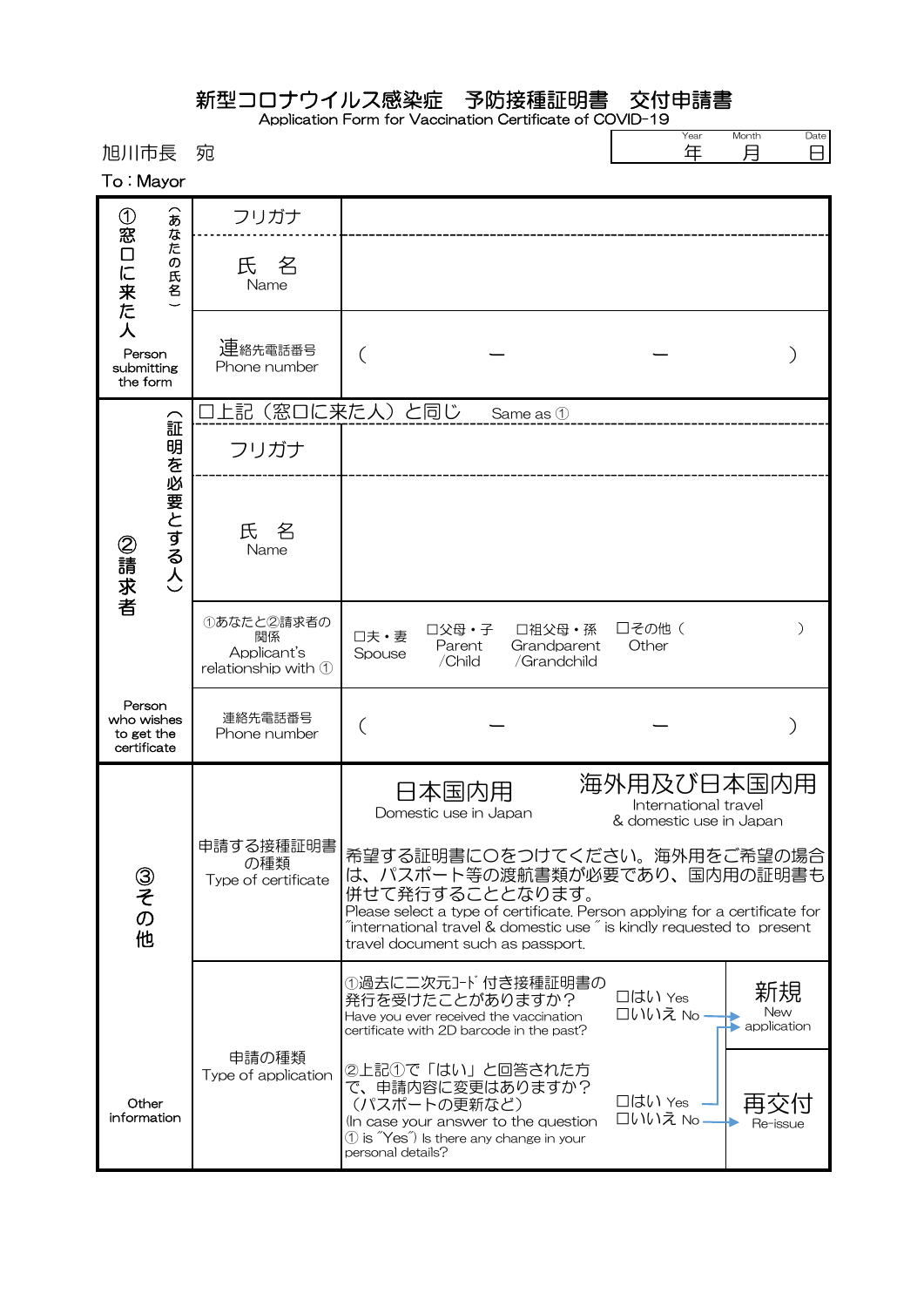# 新型コロナウイルス感染症　予防接種証明書　交付申請書

Application Form for Vaccination Certificate of COVID-19

| Year | Month | Date |
|---|---|---|
| 年 | 月 | 日 |

旭川市長　宛

To : Mayor

| | | |
|---|---|---|
| ①窓口に来た人（あなたの氏名） Person submitting the form | フリガナ | |
| | 氏　名 Name | |
| | 連絡先電話番号 Phone number | （　　－　　－　　） |
| ②請求者（証明を必要とする人） Person who wishes to get the certificate | □上記（窓口に来た人）と同じ　Same as ① | |
| | フリガナ | |
| | 氏　名 Name | |
| | ①あなたと②請求者の関係 Applicant's relationship with ① | □夫・妻 Spouse　□父母・子 Parent /Child　□祖父母・孫 Grandparent /Grandchild　□その他（　　） Other |
| | 連絡先電話番号 Phone number | （　　－　　－　　） |
| ③その他 Other information | 申請する接種証明書の種類 Type of certificate | 日本国内用 Domestic use in Japan　　海外用及び日本国内用 International travel & domestic use in Japan<br>希望する証明書に〇をつけてください。海外用をご希望の場合は、パスポート等の渡航書類が必要であり、国内用の証明書も併せて発行することとなります。<br>Please select a type of certificate. Person applying for a certificate for "international travel & domestic use" is kindly requested to present travel document such as passport. |
| | 申請の種類 Type of application | ①過去に二次元コード付き接種証明書の発行を受けたことがありますか？ Have you ever received the vaccination certificate with 2D barcode in the past?　□はい Yes　□いいえ No → 新規 New application<br>②上記①で「はい」と回答された方で、申請内容に変更はありますか？（パスポートの更新など） (In case your answer to the question ① is "Yes") Is there any change in your personal details?　□はい Yes → 新規 New application　□いいえ No → 再交付 Re-issue |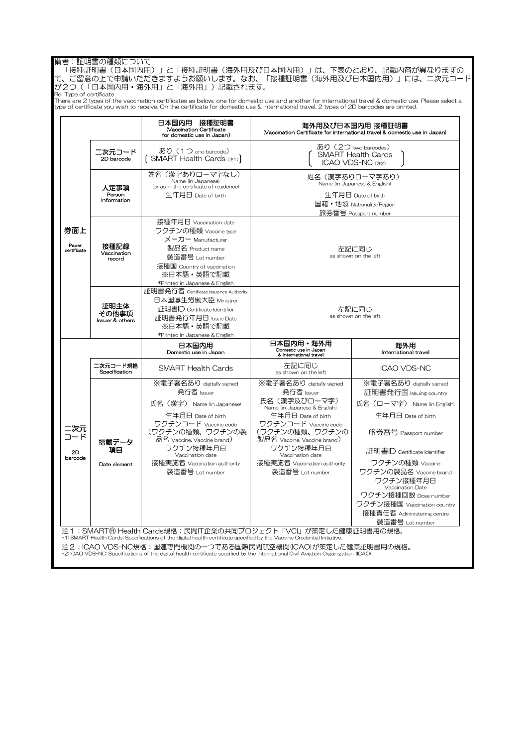備考：証明書の種類について

「接種証明書（日本国内用）」と「接種証明書（海外用及び日本国内用）」は、下表のとおり、記載内容が異なりますので、ご留意の上で申請いただきますようお願いします。なお、「接種証明書（海外用及び日本国内用）」には、二次元コードが2つ（「日本国内用・海外用」と「海外用」）記載されます。

Re: Type of certificate

There are 2 types of the vaccination certificates as below, one for domestic use and another for international travel & domestic use. Please select a type of certificate you wish to receive. On the certificate for domestic use & international travel, 2 types of 2D barcodes are printed.

| | | 日本国内用　接種証明書 (Vaccination Certificate for domestic use in Japan) | 海外用及び日本国内用 接種証明書 (Vaccination Certificate for international travel & domestic use in Japan) | |
|---|---|---|---|---|
| 券面上 Paper certificate | 二次元コード 2D barcode | あり（1つ one barcode）［SMART Health Cards (注1)］ | あり（2つ two barcodes）（SMART Health Cards / ICAO VDS-NC (注2)） | |
| | 人定事項 Person information | 姓名（漢字ありローマ字なし） Name (in Japanese) (or as in the certificate of residence)<br>生年月日 Date of birth | 姓名（漢字ありローマ字あり） Name (in Japanese & English)<br>生年月日 Date of birth<br>国籍・地域 Nationality/Region<br>旅券番号 Passport number | |
| | 接種記録 Vaccination record | 接種年月日 Vaccination date<br>ワクチンの種類 Vaccine type<br>メーカー Manufacturer<br>製品名 Product name<br>製造番号 Lot number<br>接種国 Country of vaccination<br>※日本語・英語で記載<br>*Printed in Japanese & English | 左記に同じ as shown on the left | |
| | 証明主体 その他事項 Issuer & others | 証明書発行者 Certificate Issuance Authority<br>日本国厚生労働大臣 Ministrer<br>証明書ID Certificate Identifier<br>証明書発行年月日 Issue Date<br>※日本語・英語で記載<br>*Printed in Japanese & English | 左記に同じ as shown on the left | |
| | | 日本国内用 Domestic use in Japan | 日本国内用・海外用 Domestic use in Japan & international travel | 海外用 International travel |
| 二次元コード 2D barcode | 二次元コード規格 Specification | SMART Health Cards | 左記に同じ as shown on the left | ICAO VDS-NC |
| | 搭載データ項目 Date element | ※電子署名あり digitally signed<br>発行者 Issuer<br>氏名（漢字） Name (in Japanese)<br>生年月日 Date of birth<br>ワクチンコード Vaccine code<br>（ワクチンの種類、ワクチンの製品名 Vaccine, Vaccine brand）<br>ワクチン接種年月日 Vaccination date<br>接種実施者 Vaccination authority<br>製造番号 Lot number | ※電子署名あり digitally signed<br>発行者 Issuer<br>氏名（漢字及びローマ字） Name (in Japanese & English)<br>生年月日 Date of birth<br>ワクチンコード Vaccine code<br>（ワクチンの種類、ワクチンの製品名 Vaccine, Vaccine brand）<br>ワクチン接種年月日 Vaccination date<br>接種実施者 Vaccination authority<br>製造番号 Lot number | ※電子署名あり digitally signed<br>証明書発行国 Issuing country<br>氏名（ローマ字） Name (in English)<br>生年月日 Date of birth<br>旅券番号 Passport number<br>証明書ID Certificate Identifier<br>ワクチンの種類 Vaccine<br>ワクチンの製品名 Vaccine brand<br>ワクチン接種年月日 Vaccination Date<br>ワクチン接種回数 Dose number<br>ワクチン接種国 Vaccination country<br>接種責任者 Administering centre<br>製造番号 Lot number |

注1：SMART® Health Cards規格：民間IT企業の共同プロジェクト「VCI」が策定した健康証明書用の規格。
*1: SMART Health Cards: Specifications of the digital health certificate specified by the Vaccine Credential Initiative.

注2：ICAO VDS-NC規格：国連専門機関の一つである国際民間航空機関(ICAO)が策定した健康証明書用の規格。
*2: ICAO VDS-NC: Spacifications of the digital health certificate specified by the International Civil Aviation Organization (ICAO).